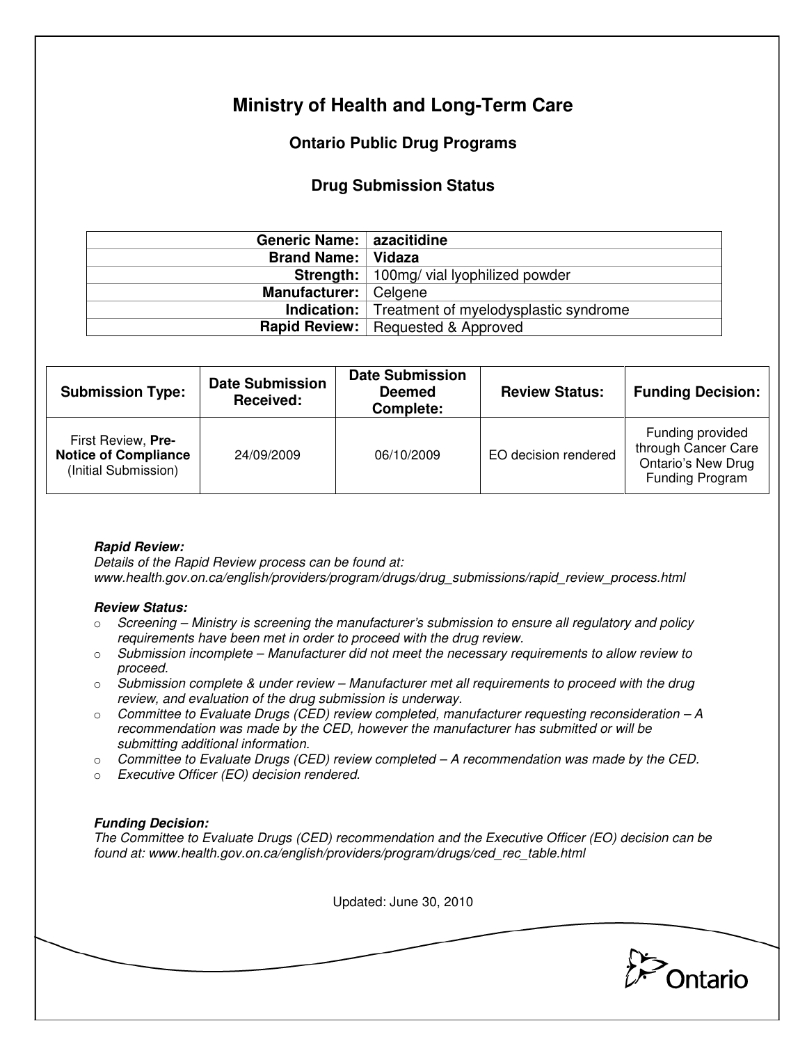# Ministry of Health and Long-Term Care

## Ontario Public Drug Programs

### Drug Submission Status

| | |
|---|---|
| **Generic Name:** | **azacitidine** |
| **Brand Name:** | **Vidaza** |
| **Strength:** | 100mg/ vial lyophilized powder |
| **Manufacturer:** | Celgene |
| **Indication:** | Treatment of myelodysplastic syndrome |
| **Rapid Review:** | Requested & Approved |

| Submission Type: | Date Submission Received: | Date Submission Deemed Complete: | Review Status: | Funding Decision: |
|---|---|---|---|---|
| First Review, **Pre-Notice of Compliance** (Initial Submission) | 24/09/2009 | 06/10/2009 | EO decision rendered | Funding provided through Cancer Care Ontario's New Drug Funding Program |

***Rapid Review:***

*Details of the Rapid Review process can be found at: www.health.gov.on.ca/english/providers/program/drugs/drug_submissions/rapid_review_process.html*

***Review Status:***

- *Screening – Ministry is screening the manufacturer's submission to ensure all regulatory and policy requirements have been met in order to proceed with the drug review.*
- *Submission incomplete – Manufacturer did not meet the necessary requirements to allow review to proceed.*
- *Submission complete & under review – Manufacturer met all requirements to proceed with the drug review, and evaluation of the drug submission is underway.*
- *Committee to Evaluate Drugs (CED) review completed, manufacturer requesting reconsideration – A recommendation was made by the CED, however the manufacturer has submitted or will be submitting additional information.*
- *Committee to Evaluate Drugs (CED) review completed – A recommendation was made by the CED.*
- *Executive Officer (EO) decision rendered.*

***Funding Decision:***

*The Committee to Evaluate Drugs (CED) recommendation and the Executive Officer (EO) decision can be found at: www.health.gov.on.ca/english/providers/program/drugs/ced_rec_table.html*

Updated: June 30, 2010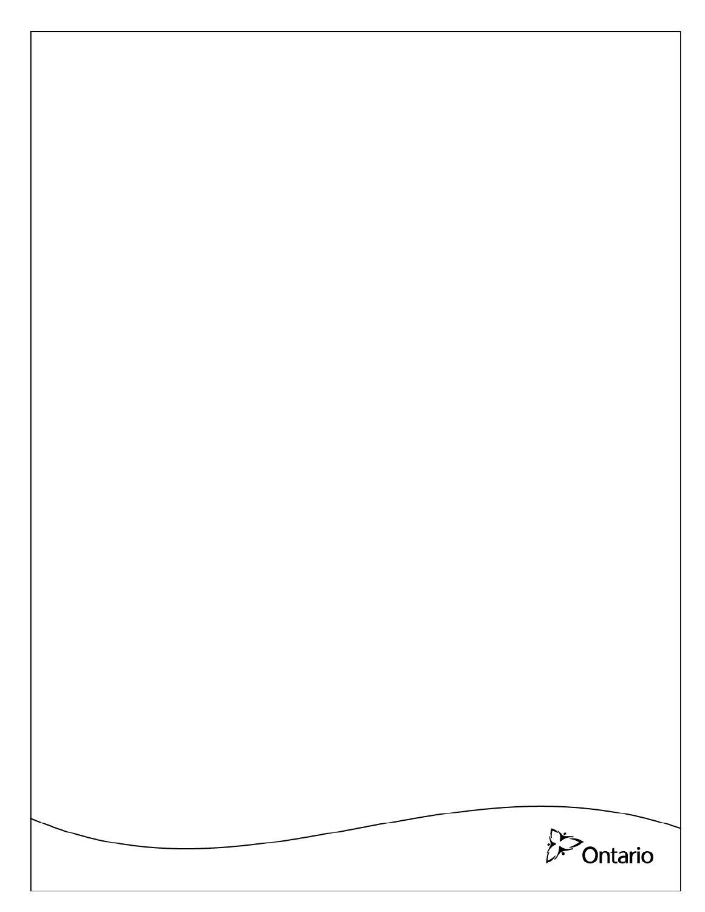Ontario